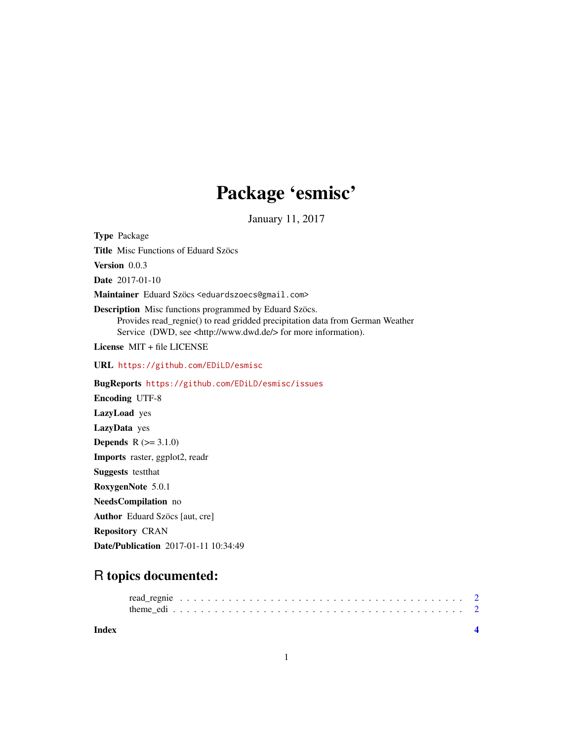# Package 'esmisc'

January 11, 2017

**Type** Package

**Title** Misc Functions of Eduard Szöcs

**Version** 0.0.3

**Date** 2017-01-10

**Maintainer** Eduard Szöcs <eduardszoecs@gmail.com>

**Description** Misc functions programmed by Eduard Szöcs.
Provides read_regnie() to read gridded precipitation data from German Weather Service (DWD, see <http://www.dwd.de/> for more information).

**License** MIT + file LICENSE

**URL** https://github.com/EDiLD/esmisc

**BugReports** https://github.com/EDiLD/esmisc/issues

**Encoding** UTF-8

**LazyLoad** yes

**LazyData** yes

**Depends** R (>= 3.1.0)

**Imports** raster, ggplot2, readr

**Suggests** testthat

**RoxygenNote** 5.0.1

**NeedsCompilation** no

**Author** Eduard Szöcs [aut, cre]

**Repository** CRAN

**Date/Publication** 2017-01-11 10:34:49

## R topics documented:

read_regnie . . . . . . . . . . . . . . . . . . . . . . . . . . . . . . . . . . . . . . . . 2
theme_edi . . . . . . . . . . . . . . . . . . . . . . . . . . . . . . . . . . . . . . . . . 2

**Index** **4**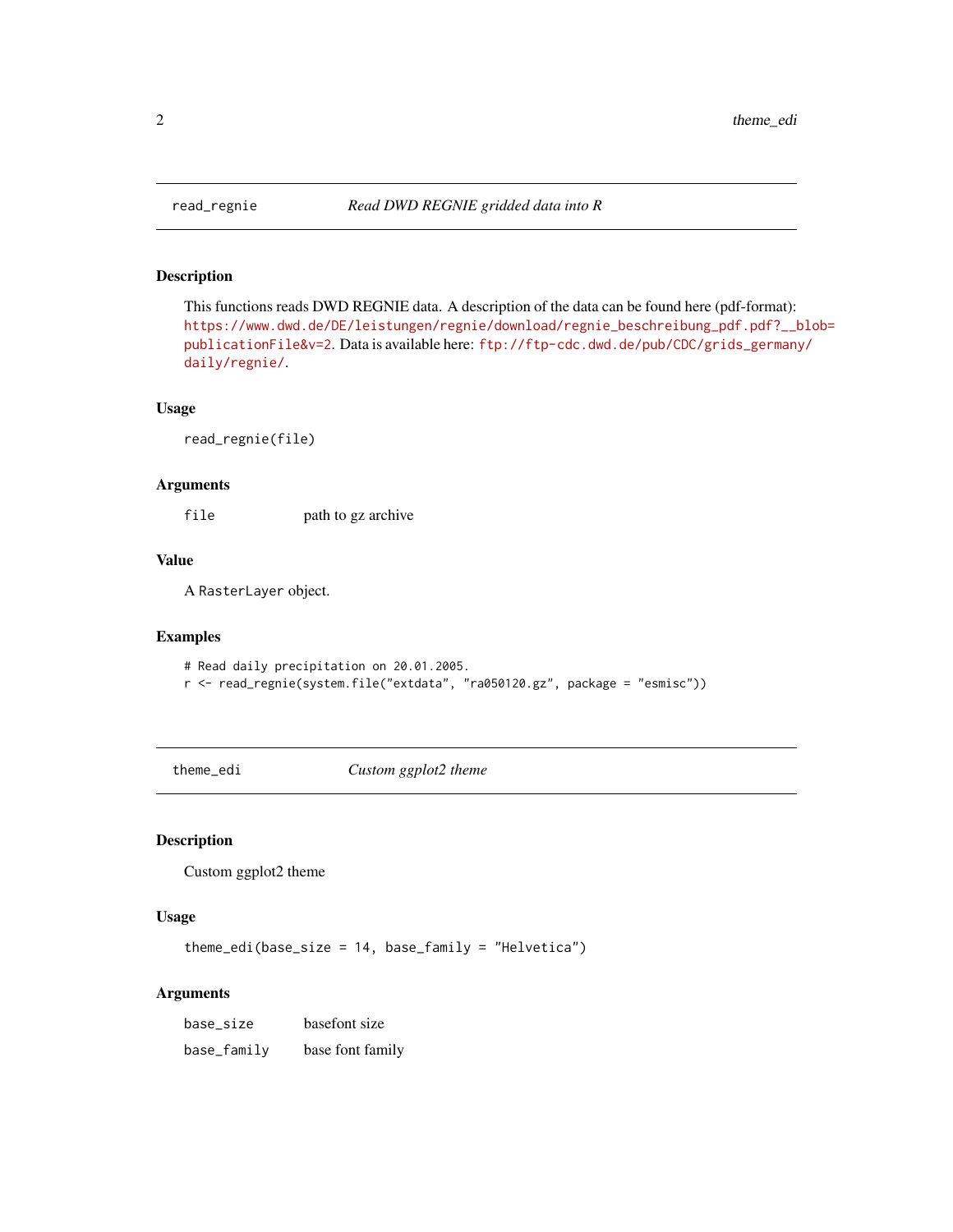## read_regnie *Read DWD REGNIE gridded data into R*

### Description

This functions reads DWD REGNIE data. A description of the data can be found here (pdf-format): https://www.dwd.de/DE/leistungen/regnie/download/regnie_beschreibung_pdf.pdf?__blob=publicationFile&v=2. Data is available here: ftp://ftp-cdc.dwd.de/pub/CDC/grids_germany/daily/regnie/.

### Usage

```
read_regnie(file)
```

### Arguments

| | |
|---|---|
| `file` | path to gz archive |

### Value

A `RasterLayer` object.

### Examples

```
# Read daily precipitation on 20.01.2005.
r <- read_regnie(system.file("extdata", "ra050120.gz", package = "esmisc"))
```

## theme_edi *Custom ggplot2 theme*

### Description

Custom ggplot2 theme

### Usage

```
theme_edi(base_size = 14, base_family = "Helvetica")
```

### Arguments

| | |
|---|---|
| `base_size` | basefont size |
| `base_family` | base font family |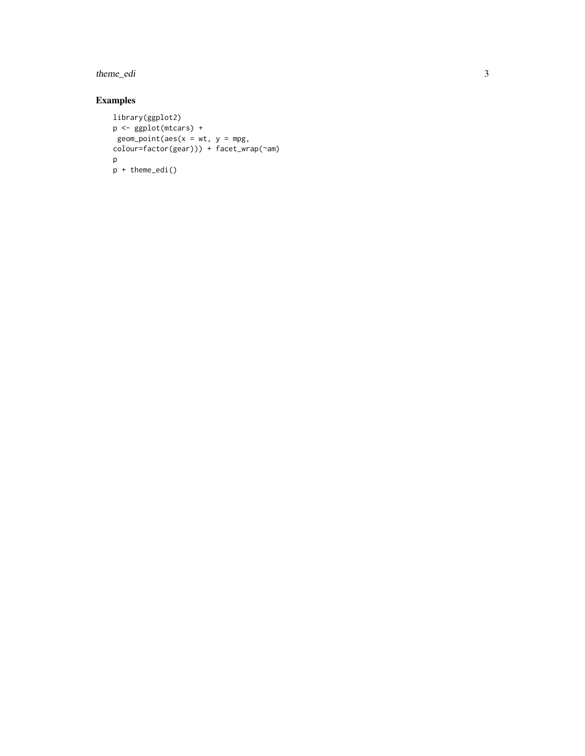## Examples

```
library(ggplot2)
p <- ggplot(mtcars) +
 geom_point(aes(x = wt, y = mpg,
colour=factor(gear))) + facet_wrap(~am)
p
p + theme_edi()
```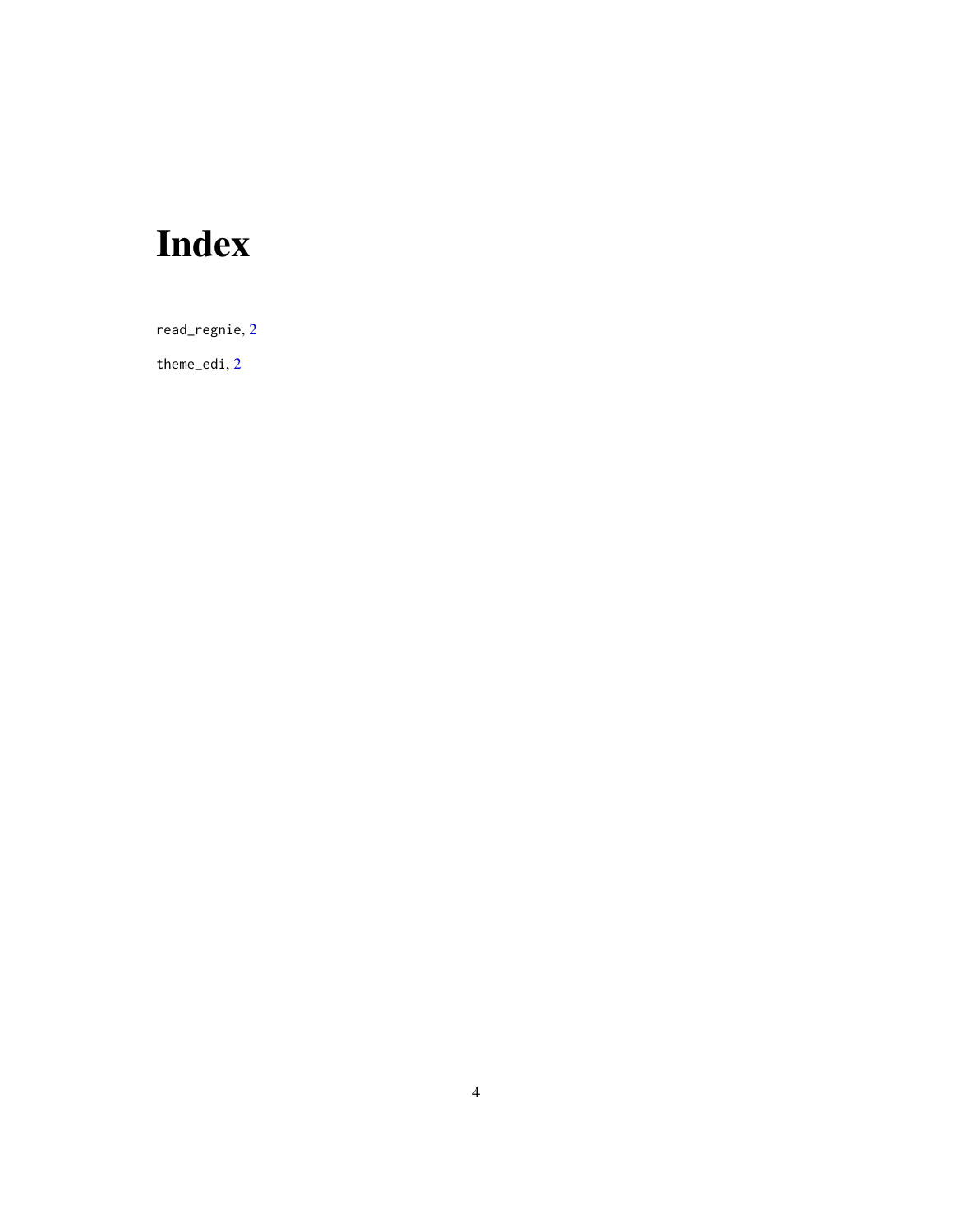# Index

read_regnie, 2

theme_edi, 2